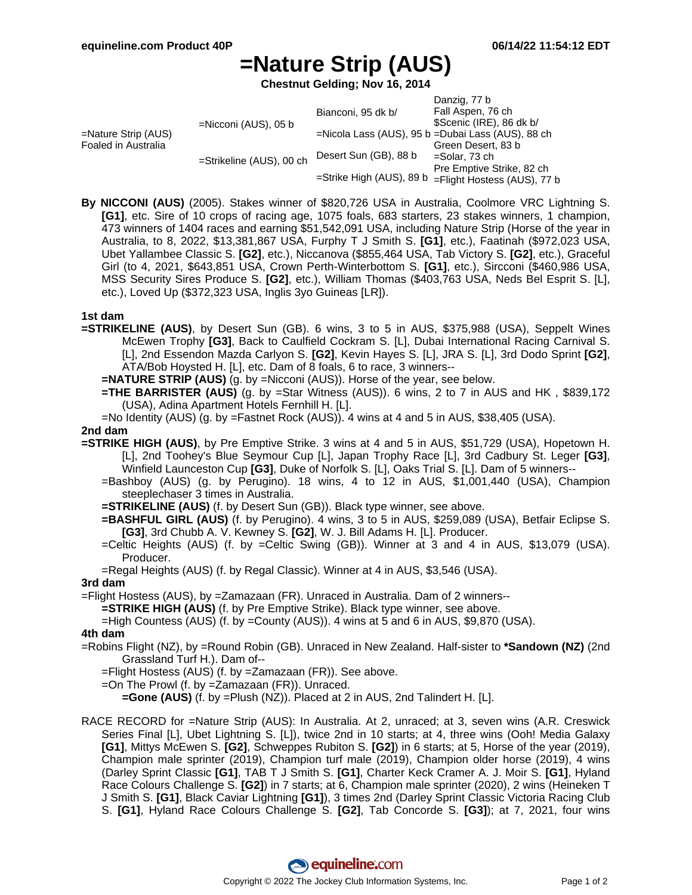# =Nature Strip (AUS)

**Chestnut Gelding; Nov 16, 2014**

| | | | |
|---|---|---|---|
| =Nature Strip (AUS) Foaled in Australia | =Nicconi (AUS), 05 b | Bianconi, 95 dk b/ | Danzig, 77 b |
| | | | Fall Aspen, 76 ch |
| | | =Nicola Lass (AUS), 95 b | $Scenic (IRE), 86 dk b/ |
| | | | =Dubai Lass (AUS), 88 ch |
| | =Strikeline (AUS), 00 ch | Desert Sun (GB), 88 b | Green Desert, 83 b |
| | | | =Solar, 73 ch |
| | | =Strike High (AUS), 89 b | Pre Emptive Strike, 82 ch |
| | | | =Flight Hostess (AUS), 77 b |

**By NICCONI (AUS)** (2005). Stakes winner of $820,726 USA in Australia, Coolmore VRC Lightning S. **[G1]**, etc. Sire of 10 crops of racing age, 1075 foals, 683 starters, 23 stakes winners, 1 champion, 473 winners of 1404 races and earning $51,542,091 USA, including Nature Strip (Horse of the year in Australia, to 8, 2022, $13,381,867 USA, Furphy T J Smith S. **[G1]**, etc.), Faatinah ($972,023 USA, Ubet Yallambee Classic S. **[G2]**, etc.), Niccanova ($855,464 USA, Tab Victory S. **[G2]**, etc.), Graceful Girl (to 4, 2021, $643,851 USA, Crown Perth-Winterbottom S. **[G1]**, etc.), Sircconi ($460,986 USA, MSS Security Sires Produce S. **[G2]**, etc.), William Thomas ($403,763 USA, Neds Bel Esprit S. [L], etc.), Loved Up ($372,323 USA, Inglis 3yo Guineas [LR]).

**1st dam**

**=STRIKELINE (AUS)**, by Desert Sun (GB). 6 wins, 3 to 5 in AUS, $375,988 (USA), Seppelt Wines McEwen Trophy **[G3]**, Back to Caulfield Cockram S. [L], Dubai International Racing Carnival S. [L], 2nd Essendon Mazda Carlyon S. **[G2]**, Kevin Hayes S. [L], JRA S. [L], 3rd Dodo Sprint **[G2]**, ATA/Bob Hoysted H. [L], etc. Dam of 8 foals, 6 to race, 3 winners--

- **=NATURE STRIP (AUS)** (g. by =Nicconi (AUS)). Horse of the year, see below.
- **=THE BARRISTER (AUS)** (g. by =Star Witness (AUS)). 6 wins, 2 to 7 in AUS and HK , $839,172 (USA), Adina Apartment Hotels Fernhill H. [L].
- =No Identity (AUS) (g. by =Fastnet Rock (AUS)). 4 wins at 4 and 5 in AUS, $38,405 (USA).

**2nd dam**

**=STRIKE HIGH (AUS)**, by Pre Emptive Strike. 3 wins at 4 and 5 in AUS, $51,729 (USA), Hopetown H. [L], 2nd Toohey's Blue Seymour Cup [L], Japan Trophy Race [L], 3rd Cadbury St. Leger **[G3]**, Winfield Launceston Cup **[G3]**, Duke of Norfolk S. [L], Oaks Trial S. [L]. Dam of 5 winners--

- =Bashboy (AUS) (g. by Perugino). 18 wins, 4 to 12 in AUS, $1,001,440 (USA), Champion steeplechaser 3 times in Australia.
- **=STRIKELINE (AUS)** (f. by Desert Sun (GB)). Black type winner, see above.
- **=BASHFUL GIRL (AUS)** (f. by Perugino). 4 wins, 3 to 5 in AUS, $259,089 (USA), Betfair Eclipse S. **[G3]**, 3rd Chubb A. V. Kewney S. **[G2]**, W. J. Bill Adams H. [L]. Producer.
- =Celtic Heights (AUS) (f. by =Celtic Swing (GB)). Winner at 3 and 4 in AUS, $13,079 (USA). Producer.
- =Regal Heights (AUS) (f. by Regal Classic). Winner at 4 in AUS, $3,546 (USA).

**3rd dam**

=Flight Hostess (AUS), by =Zamazaan (FR). Unraced in Australia. Dam of 2 winners--

- **=STRIKE HIGH (AUS)** (f. by Pre Emptive Strike). Black type winner, see above.
- =High Countess (AUS) (f. by =County (AUS)). 4 wins at 5 and 6 in AUS, $9,870 (USA).

**4th dam**

=Robins Flight (NZ), by =Round Robin (GB). Unraced in New Zealand. Half-sister to ***Sandown (NZ)** (2nd Grassland Turf H.). Dam of--

- =Flight Hostess (AUS) (f. by =Zamazaan (FR)). See above.
- =On The Prowl (f. by =Zamazaan (FR)). Unraced.
  - **=Gone (AUS)** (f. by =Plush (NZ)). Placed at 2 in AUS, 2nd Talindert H. [L].

RACE RECORD for =Nature Strip (AUS): In Australia. At 2, unraced; at 3, seven wins (A.R. Creswick Series Final [L], Ubet Lightning S. [L]), twice 2nd in 10 starts; at 4, three wins (Ooh! Media Galaxy **[G1]**, Mittys McEwen S. **[G2]**, Schweppes Rubiton S. **[G2]**) in 6 starts; at 5, Horse of the year (2019), Champion male sprinter (2019), Champion turf male (2019), Champion older horse (2019), 4 wins (Darley Sprint Classic **[G1]**, TAB T J Smith S. **[G1]**, Charter Keck Cramer A. J. Moir S. **[G1]**, Hyland Race Colours Challenge S. **[G2]**) in 7 starts; at 6, Champion male sprinter (2020), 2 wins (Heineken T J Smith S. **[G1]**, Black Caviar Lightning **[G1]**), 3 times 2nd (Darley Sprint Classic Victoria Racing Club S. **[G1]**, Hyland Race Colours Challenge S. **[G2]**, Tab Concorde S. **[G3]**); at 7, 2021, four wins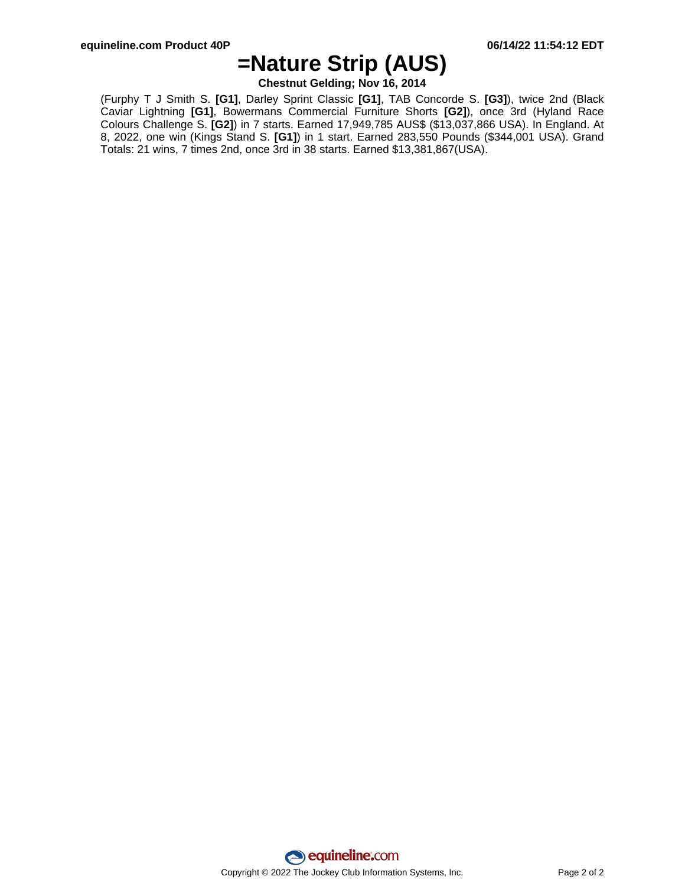# =Nature Strip (AUS)

**Chestnut Gelding; Nov 16, 2014**

(Furphy T J Smith S. **[G1]**, Darley Sprint Classic **[G1]**, TAB Concorde S. **[G3]**), twice 2nd (Black Caviar Lightning **[G1]**, Bowermans Commercial Furniture Shorts **[G2]**), once 3rd (Hyland Race Colours Challenge S. **[G2]**) in 7 starts. Earned 17,949,785 AUS$ ($13,037,866 USA). In England. At 8, 2022, one win (Kings Stand S. **[G1]**) in 1 start. Earned 283,550 Pounds ($344,001 USA). Grand Totals: 21 wins, 7 times 2nd, once 3rd in 38 starts. Earned $13,381,867(USA).